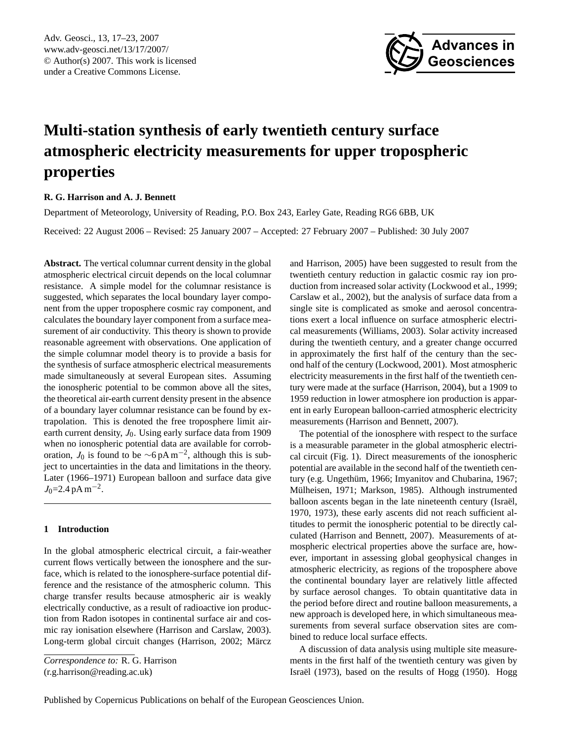# Multi-station synthesis of early twentieth century surface atmospheric electricity measurements for upper tropospheric properties

**R. G. Harrison and A. J. Bennett**

Department of Meteorology, University of Reading, P.O. Box 243, Earley Gate, Reading RG6 6BB, UK

Received: 22 August 2006 – Revised: 25 January 2007 – Accepted: 27 February 2007 – Published: 30 July 2007

**Abstract.** The vertical columnar current density in the global atmospheric electrical circuit depends on the local columnar resistance. A simple model for the columnar resistance is suggested, which separates the local boundary layer component from the upper troposphere cosmic ray component, and calculates the boundary layer component from a surface measurement of air conductivity. This theory is shown to provide reasonable agreement with observations. One application of the simple columnar model theory is to provide a basis for the synthesis of surface atmospheric electrical measurements made simultaneously at several European sites. Assuming the ionospheric potential to be common above all the sites, the theoretical air-earth current density present in the absence of a boundary layer columnar resistance can be found by extrapolation. This is denoted the free troposphere limit air-earth current density, $J_0$. Using early surface data from 1909 when no ionospheric potential data are available for corroboration, $J_0$ is found to be $\sim$6 pA m$^{-2}$, although this is subject to uncertainties in the data and limitations in the theory. Later (1966–1971) European balloon and surface data give $J_0$=2.4 pA m$^{-2}$.

## 1 Introduction

In the global atmospheric electrical circuit, a fair-weather current flows vertically between the ionosphere and the surface, which is related to the ionosphere-surface potential difference and the resistance of the atmospheric column. This charge transfer results because atmospheric air is weakly electrically conductive, as a result of radioactive ion production from Radon isotopes in continental surface air and cosmic ray ionisation elsewhere (Harrison and Carslaw, 2003). Long-term global circuit changes (Harrison, 2002; Märcz and Harrison, 2005) have been suggested to result from the twentieth century reduction in galactic cosmic ray ion production from increased solar activity (Lockwood et al., 1999; Carslaw et al., 2002), but the analysis of surface data from a single site is complicated as smoke and aerosol concentrations exert a local influence on surface atmospheric electrical measurements (Williams, 2003). Solar activity increased during the twentieth century, and a greater change occurred in approximately the first half of the century than the second half of the century (Lockwood, 2001). Most atmospheric electricity measurements in the first half of the twentieth century were made at the surface (Harrison, 2004), but a 1909 to 1959 reduction in lower atmosphere ion production is apparent in early European balloon-carried atmospheric electricity measurements (Harrison and Bennett, 2007).

The potential of the ionosphere with respect to the surface is a measurable parameter in the global atmospheric electrical circuit (Fig. 1). Direct measurements of the ionospheric potential are available in the second half of the twentieth century (e.g. Ungethüm, 1966; Imyanitov and Chubarina, 1967; Mülheisen, 1971; Markson, 1985). Although instrumented balloon ascents began in the late nineteenth century (Israël, 1970, 1973), these early ascents did not reach sufficient altitudes to permit the ionospheric potential to be directly calculated (Harrison and Bennett, 2007). Measurements of atmospheric electrical properties above the surface are, however, important in assessing global geophysical changes in atmospheric electricity, as regions of the troposphere above the continental boundary layer are relatively little affected by surface aerosol changes. To obtain quantitative data in the period before direct and routine balloon measurements, a new approach is developed here, in which simultaneous measurements from several surface observation sites are combined to reduce local surface effects.

A discussion of data analysis using multiple site measurements in the first half of the twentieth century was given by Israël (1973), based on the results of Hogg (1950). Hogg

*Correspondence to:* R. G. Harrison (r.g.harrison@reading.ac.uk)

Published by Copernicus Publications on behalf of the European Geosciences Union.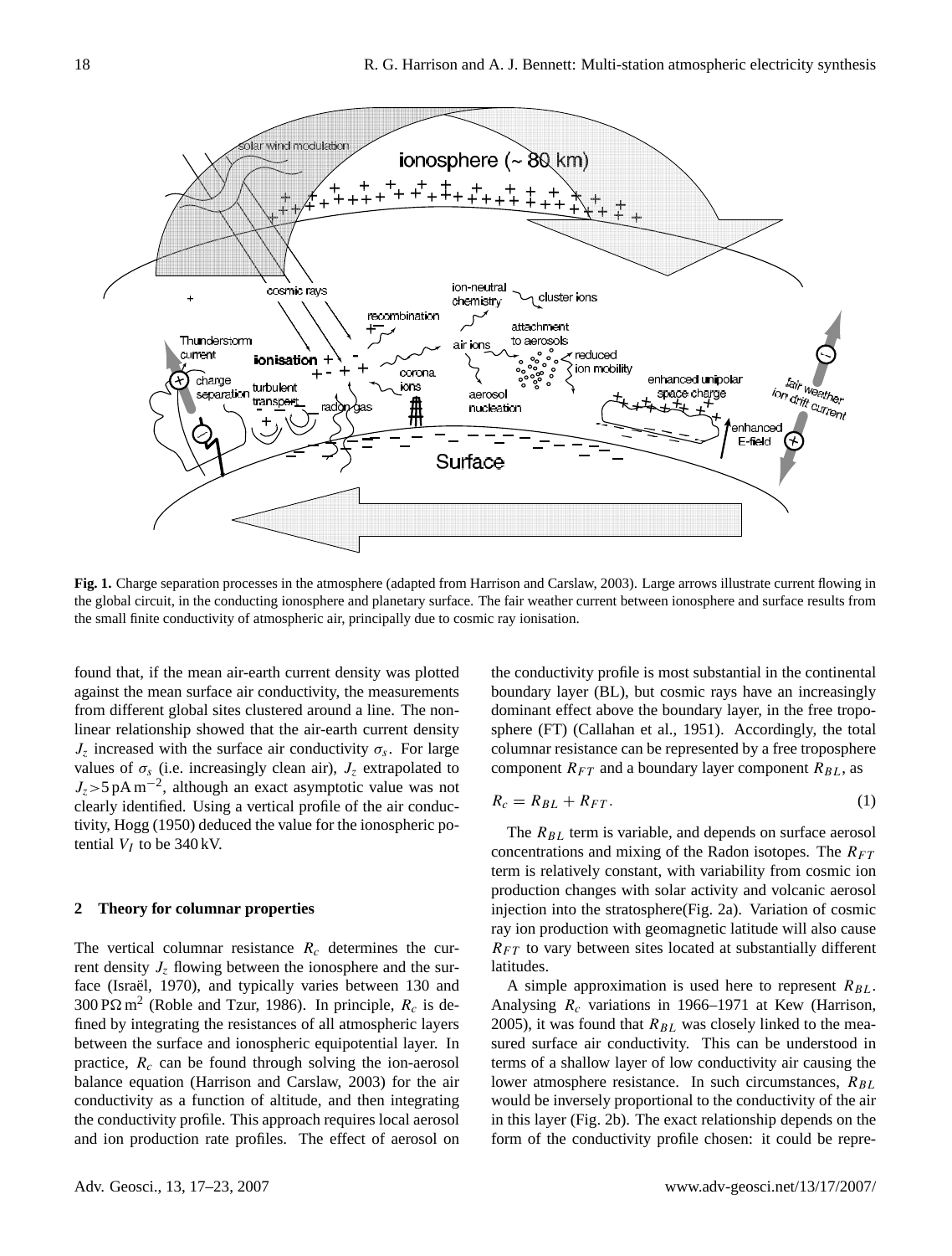**Fig. 1.** Charge separation processes in the atmosphere (adapted from Harrison and Carslaw, 2003). Large arrows illustrate current flowing in the global circuit, in the conducting ionosphere and planetary surface. The fair weather current between ionosphere and surface results from the small finite conductivity of atmospheric air, principally due to cosmic ray ionisation.

found that, if the mean air-earth current density was plotted against the mean surface air conductivity, the measurements from different global sites clustered around a line. The non-linear relationship showed that the air-earth current density $J_z$ increased with the surface air conductivity $\sigma_s$. For large values of $\sigma_s$ (i.e. increasingly clean air), $J_z$ extrapolated to $J_z > 5\,\mathrm{pA\,m^{-2}}$, although an exact asymptotic value was not clearly identified. Using a vertical profile of the air conductivity, Hogg (1950) deduced the value for the ionospheric potential $V_I$ to be 340 kV.

## 2 Theory for columnar properties

The vertical columnar resistance $R_c$ determines the current density $J_z$ flowing between the ionosphere and the surface (Israël, 1970), and typically varies between 130 and $300\,\mathrm{P\Omega\,m^2}$ (Roble and Tzur, 1986). In principle, $R_c$ is defined by integrating the resistances of all atmospheric layers between the surface and ionospheric equipotential layer. In practice, $R_c$ can be found through solving the ion-aerosol balance equation (Harrison and Carslaw, 2003) for the air conductivity as a function of altitude, and then integrating the conductivity profile. This approach requires local aerosol and ion production rate profiles. The effect of aerosol on the conductivity profile is most substantial in the continental boundary layer (BL), but cosmic rays have an increasingly dominant effect above the boundary layer, in the free troposphere (FT) (Callahan et al., 1951). Accordingly, the total columnar resistance can be represented by a free troposphere component $R_{FT}$ and a boundary layer component $R_{BL}$, as

$$R_c = R_{BL} + R_{FT}. \tag{1}$$

The $R_{BL}$ term is variable, and depends on surface aerosol concentrations and mixing of the Radon isotopes. The $R_{FT}$ term is relatively constant, with variability from cosmic ion production changes with solar activity and volcanic aerosol injection into the stratosphere(Fig. 2a). Variation of cosmic ray ion production with geomagnetic latitude will also cause $R_{FT}$ to vary between sites located at substantially different latitudes.

A simple approximation is used here to represent $R_{BL}$. Analysing $R_c$ variations in 1966–1971 at Kew (Harrison, 2005), it was found that $R_{BL}$ was closely linked to the measured surface air conductivity. This can be understood in terms of a shallow layer of low conductivity air causing the lower atmosphere resistance. In such circumstances, $R_{BL}$ would be inversely proportional to the conductivity of the air in this layer (Fig. 2b). The exact relationship depends on the form of the conductivity profile chosen: it could be repre-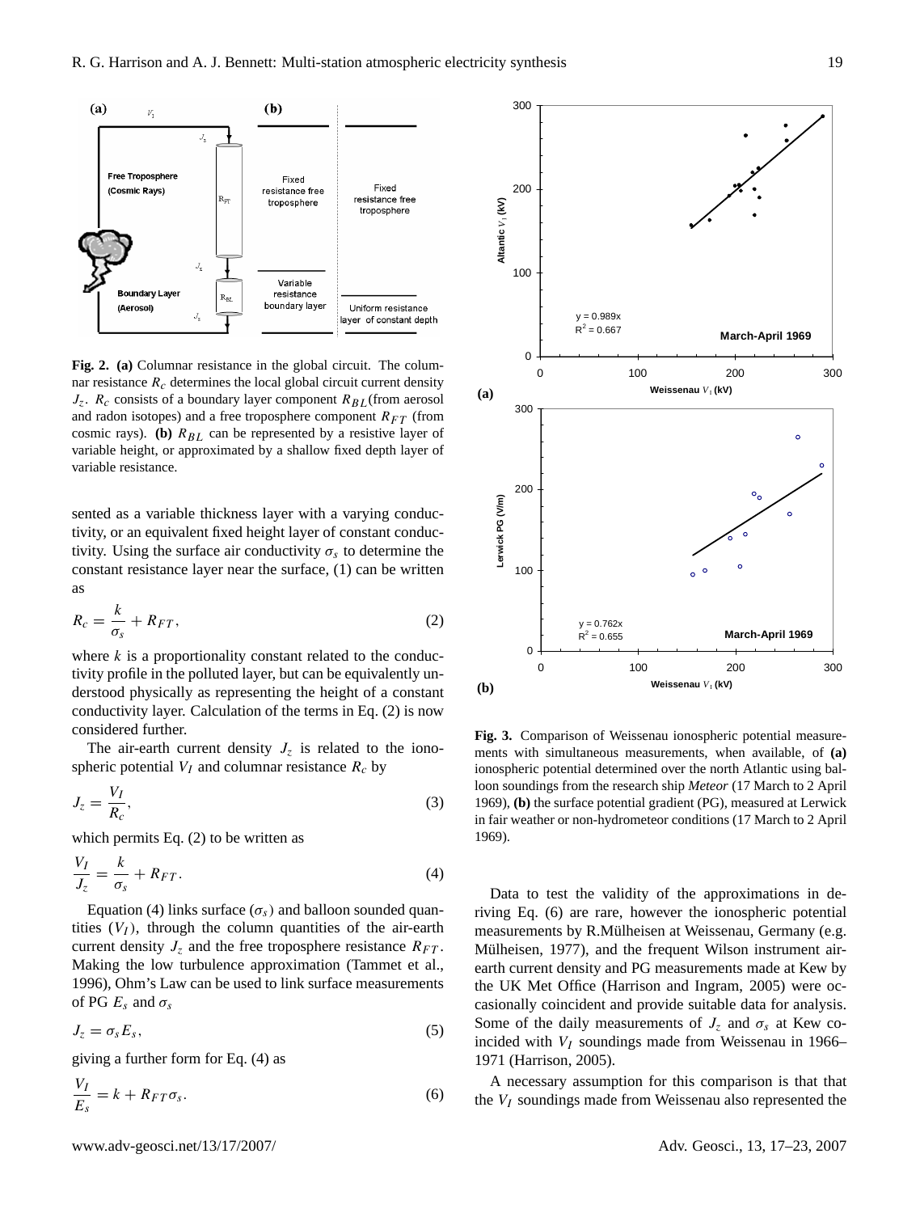**Fig. 2. (a)** Columnar resistance in the global circuit. The columnar resistance $R_c$ determines the local global circuit current density $J_z$. $R_c$ consists of a boundary layer component $R_{BL}$(from aerosol and radon isotopes) and a free troposphere component $R_{FT}$ (from cosmic rays). **(b)** $R_{BL}$ can be represented by a resistive layer of variable height, or approximated by a shallow fixed depth layer of variable resistance.

sented as a variable thickness layer with a varying conductivity, or an equivalent fixed height layer of constant conductivity. Using the surface air conductivity $\sigma_s$ to determine the constant resistance layer near the surface, (1) can be written as

$$R_c = \frac{k}{\sigma_s} + R_{FT}, \tag{2}$$

where $k$ is a proportionality constant related to the conductivity profile in the polluted layer, but can be equivalently understood physically as representing the height of a constant conductivity layer. Calculation of the terms in Eq. (2) is now considered further.

The air-earth current density $J_z$ is related to the ionospheric potential $V_I$ and columnar resistance $R_c$ by

$$J_z = \frac{V_I}{R_c}, \tag{3}$$

which permits Eq. (2) to be written as

$$\frac{V_I}{J_z} = \frac{k}{\sigma_s} + R_{FT}. \tag{4}$$

Equation (4) links surface ($\sigma_s$) and balloon sounded quantities ($V_I$), through the column quantities of the air-earth current density $J_z$ and the free troposphere resistance $R_{FT}$. Making the low turbulence approximation (Tammet et al., 1996), Ohm's Law can be used to link surface measurements of PG $E_s$ and $\sigma_s$

$$J_z = \sigma_s E_s, \tag{5}$$

giving a further form for Eq. (4) as

$$\frac{V_I}{E_s} = k + R_{FT}\sigma_s. \tag{6}$$

**Fig. 3.** Comparison of Weissenau ionospheric potential measurements with simultaneous measurements, when available, of **(a)** ionospheric potential determined over the north Atlantic using balloon soundings from the research ship *Meteor* (17 March to 2 April 1969), **(b)** the surface potential gradient (PG), measured at Lerwick in fair weather or non-hydrometeor conditions (17 March to 2 April 1969).

Data to test the validity of the approximations in deriving Eq. (6) are rare, however the ionospheric potential measurements by R.Mülheisen at Weissenau, Germany (e.g. Mülheisen, 1977), and the frequent Wilson instrument air-earth current density and PG measurements made at Kew by the UK Met Office (Harrison and Ingram, 2005) were occasionally coincident and provide suitable data for analysis. Some of the daily measurements of $J_z$ and $\sigma_s$ at Kew coincided with $V_I$ soundings made from Weissenau in 1966–1971 (Harrison, 2005).

A necessary assumption for this comparison is that that the $V_I$ soundings made from Weissenau also represented the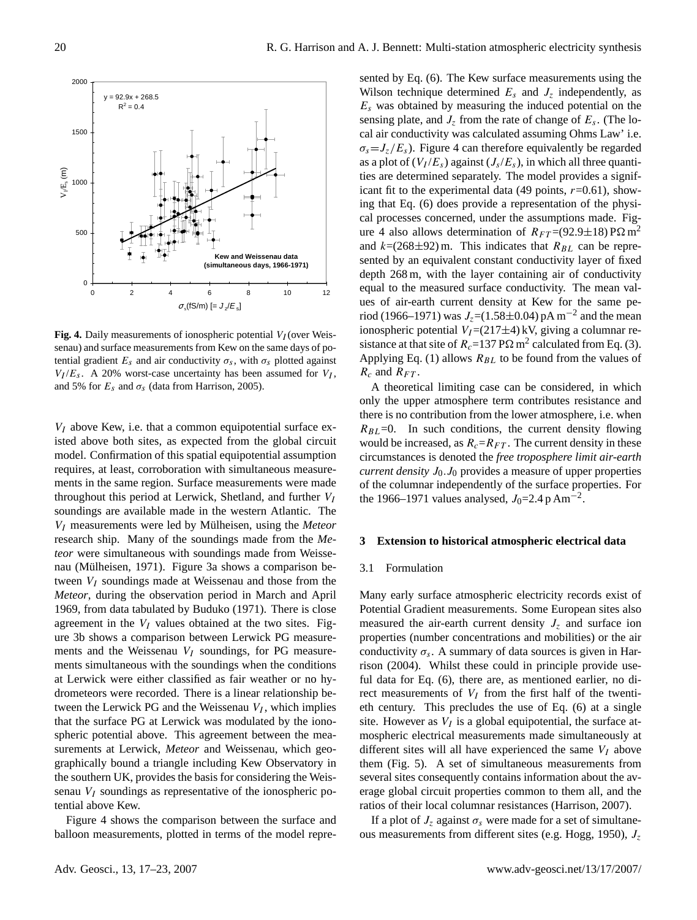**Fig. 4.** Daily measurements of ionospheric potential $V_I$ (over Weissenau) and surface measurements from Kew on the same days of potential gradient $E_s$ and air conductivity $\sigma_s$, with $\sigma_s$ plotted against $V_I/E_s$. A 20% worst-case uncertainty has been assumed for $V_I$, and 5% for $E_s$ and $\sigma_s$ (data from Harrison, 2005).

$V_I$ above Kew, i.e. that a common equipotential surface existed above both sites, as expected from the global circuit model. Confirmation of this spatial equipotential assumption requires, at least, corroboration with simultaneous measurements in the same region. Surface measurements were made throughout this period at Lerwick, Shetland, and further $V_I$ soundings are available made in the western Atlantic. The $V_I$ measurements were led by Mülheisen, using the *Meteor* research ship. Many of the soundings made from the *Meteor* were simultaneous with soundings made from Weissenau (Mülheisen, 1971). Figure 3a shows a comparison between $V_I$ soundings made at Weissenau and those from the *Meteor*, during the observation period in March and April 1969, from data tabulated by Buduko (1971). There is close agreement in the $V_I$ values obtained at the two sites. Figure 3b shows a comparison between Lerwick PG measurements and the Weissenau $V_I$ soundings, for PG measurements simultaneous with the soundings when the conditions at Lerwick were either classified as fair weather or no hydrometeors were recorded. There is a linear relationship between the Lerwick PG and the Weissenau $V_I$, which implies that the surface PG at Lerwick was modulated by the ionospheric potential above. This agreement between the measurements at Lerwick, *Meteor* and Weissenau, which geographically bound a triangle including Kew Observatory in the southern UK, provides the basis for considering the Weissenau $V_I$ soundings as representative of the ionospheric potential above Kew.

Figure 4 shows the comparison between the surface and balloon measurements, plotted in terms of the model represented by Eq. (6). The Kew surface measurements using the Wilson technique determined $E_s$ and $J_z$ independently, as $E_s$ was obtained by measuring the induced potential on the sensing plate, and $J_z$ from the rate of change of $E_s$. (The local air conductivity was calculated assuming Ohms Law' i.e. $\sigma_s = J_z/E_s$). Figure 4 can therefore equivalently be regarded as a plot of $(V_I/E_s)$ against $(J_s/E_s)$, in which all three quantities are determined separately. The model provides a significant fit to the experimental data (49 points, $r$=0.61), showing that Eq. (6) does provide a representation of the physical processes concerned, under the assumptions made. Figure 4 also allows determination of $R_{FT}$=(92.9±18) PΩ m$^2$ and $k$=(268±92) m. This indicates that $R_{BL}$ can be represented by an equivalent constant conductivity layer of fixed depth 268 m, with the layer containing air of conductivity equal to the measured surface conductivity. The mean values of air-earth current density at Kew for the same period (1966–1971) was $J_z$=(1.58±0.04) pA m$^{-2}$ and the mean ionospheric potential $V_I$=(217±4) kV, giving a columnar resistance at that site of $R_c$=137 PΩ m$^2$ calculated from Eq. (3). Applying Eq. (1) allows $R_{BL}$ to be found from the values of $R_c$ and $R_{FT}$.

A theoretical limiting case can be considered, in which only the upper atmosphere term contributes resistance and there is no contribution from the lower atmosphere, i.e. when $R_{BL}$=0. In such conditions, the current density flowing would be increased, as $R_c$=$R_{FT}$. The current density in these circumstances is denoted the *free troposphere limit air-earth current density* $J_0$. $J_0$ provides a measure of upper properties of the columnar independently of the surface properties. For the 1966–1971 values analysed, $J_0$=2.4 p Am$^{-2}$.

## 3 Extension to historical atmospheric electrical data

### 3.1 Formulation

Many early surface atmospheric electricity records exist of Potential Gradient measurements. Some European sites also measured the air-earth current density $J_z$ and surface ion properties (number concentrations and mobilities) or the air conductivity $\sigma_s$. A summary of data sources is given in Harrison (2004). Whilst these could in principle provide useful data for Eq. (6), there are, as mentioned earlier, no direct measurements of $V_I$ from the first half of the twentieth century. This precludes the use of Eq. (6) at a single site. However as $V_I$ is a global equipotential, the surface atmospheric electrical measurements made simultaneously at different sites will all have experienced the same $V_I$ above them (Fig. 5). A set of simultaneous measurements from several sites consequently contains information about the average global circuit properties common to them all, and the ratios of their local columnar resistances (Harrison, 2007).

If a plot of $J_z$ against $\sigma_s$ were made for a set of simultaneous measurements from different sites (e.g. Hogg, 1950), $J_z$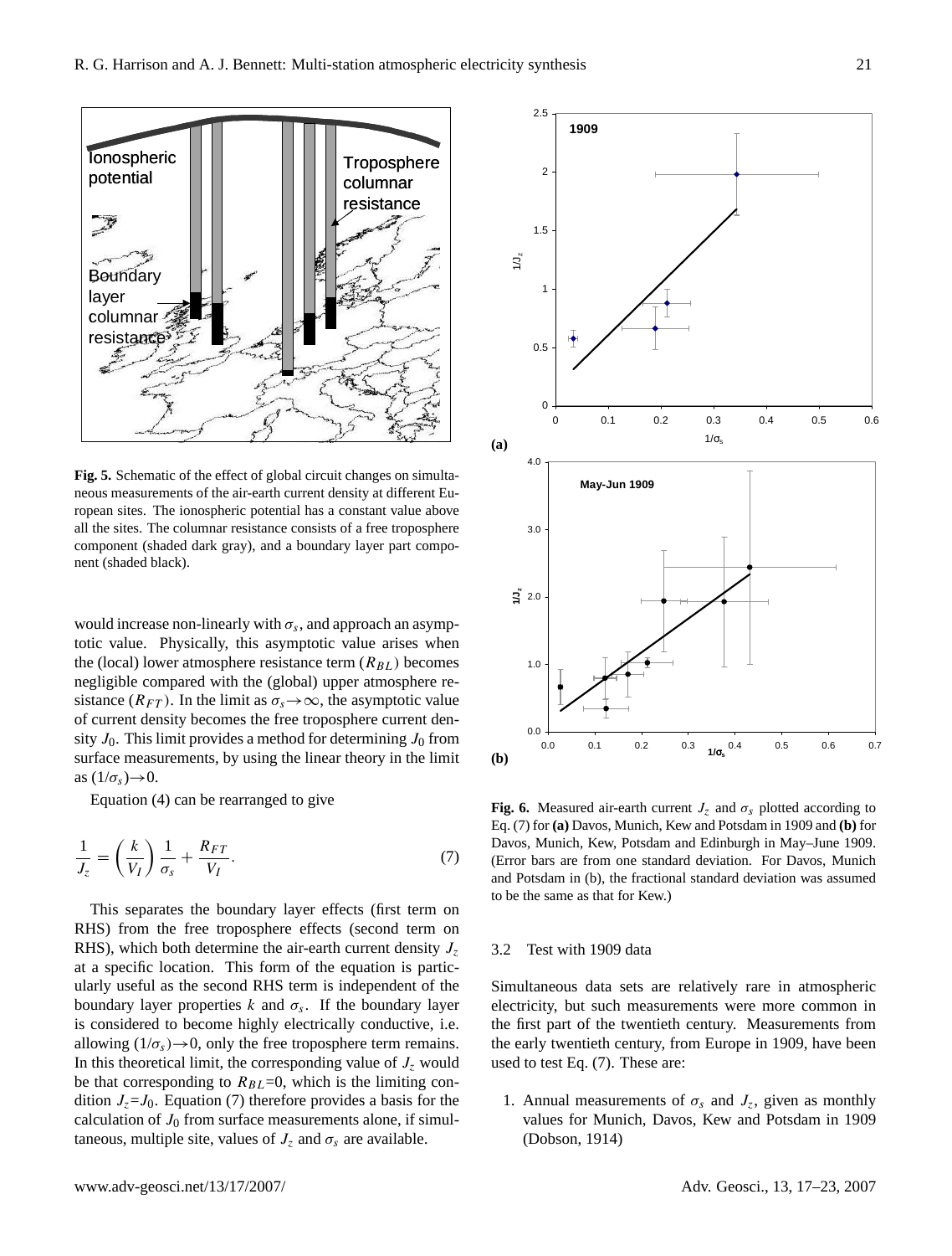**Fig. 5.** Schematic of the effect of global circuit changes on simultaneous measurements of the air-earth current density at different European sites. The ionospheric potential has a constant value above all the sites. The columnar resistance consists of a free troposphere component (shaded dark gray), and a boundary layer part component (shaded black).

would increase non-linearly with $\sigma_s$, and approach an asymptotic value. Physically, this asymptotic value arises when the (local) lower atmosphere resistance term ($R_{BL}$) becomes negligible compared with the (global) upper atmosphere resistance ($R_{FT}$). In the limit as $\sigma_s \rightarrow \infty$, the asymptotic value of current density becomes the free troposphere current density $J_0$. This limit provides a method for determining $J_0$ from surface measurements, by using the linear theory in the limit as $(1/\sigma_s) \rightarrow 0$.

Equation (4) can be rearranged to give

$$\frac{1}{J_z} = \left(\frac{k}{V_I}\right)\frac{1}{\sigma_s} + \frac{R_{FT}}{V_I}. \tag{7}$$

This separates the boundary layer effects (first term on RHS) from the free troposphere effects (second term on RHS), which both determine the air-earth current density $J_z$ at a specific location. This form of the equation is particularly useful as the second RHS term is independent of the boundary layer properties $k$ and $\sigma_s$. If the boundary layer is considered to become highly electrically conductive, i.e. allowing $(1/\sigma_s) \rightarrow 0$, only the free troposphere term remains. In this theoretical limit, the corresponding value of $J_z$ would be that corresponding to $R_{BL}$=0, which is the limiting condition $J_z$=$J_0$. Equation (7) therefore provides a basis for the calculation of $J_0$ from surface measurements alone, if simultaneous, multiple site, values of $J_z$ and $\sigma_s$ are available.

**Fig. 6.** Measured air-earth current $J_z$ and $\sigma_s$ plotted according to Eq. (7) for **(a)** Davos, Munich, Kew and Potsdam in 1909 and **(b)** for Davos, Munich, Kew, Potsdam and Edinburgh in May–June 1909. (Error bars are from one standard deviation. For Davos, Munich and Potsdam in (b), the fractional standard deviation was assumed to be the same as that for Kew.)

### 3.2 Test with 1909 data

Simultaneous data sets are relatively rare in atmospheric electricity, but such measurements were more common in the first part of the twentieth century. Measurements from the early twentieth century, from Europe in 1909, have been used to test Eq. (7). These are:

1. Annual measurements of $\sigma_s$ and $J_z$, given as monthly values for Munich, Davos, Kew and Potsdam in 1909 (Dobson, 1914)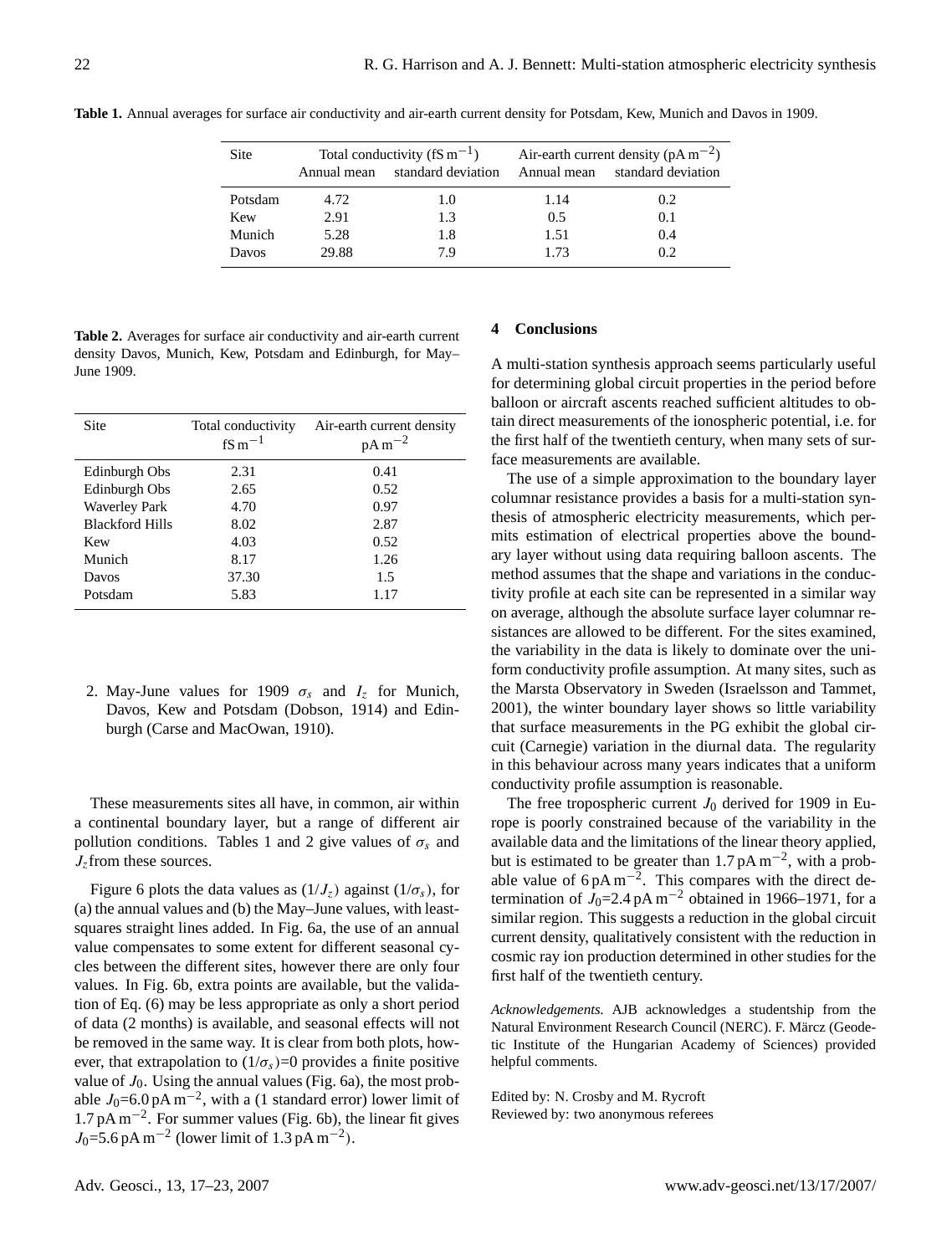**Table 1.** Annual averages for surface air conductivity and air-earth current density for Potsdam, Kew, Munich and Davos in 1909.

| Site | Total conductivity ($\text{fS m}^{-1}$) | | Air-earth current density ($\text{pA m}^{-2}$) | |
|---|---|---|---|---|
| | Annual mean | standard deviation | Annual mean | standard deviation |
| Potsdam | 4.72 | 1.0 | 1.14 | 0.2 |
| Kew | 2.91 | 1.3 | 0.5 | 0.1 |
| Munich | 5.28 | 1.8 | 1.51 | 0.4 |
| Davos | 29.88 | 7.9 | 1.73 | 0.2 |

**Table 2.** Averages for surface air conductivity and air-earth current density Davos, Munich, Kew, Potsdam and Edinburgh, for May–June 1909.

| Site | Total conductivity $\text{fS m}^{-1}$ | Air-earth current density $\text{pA m}^{-2}$ |
|---|---|---|
| Edinburgh Obs | 2.31 | 0.41 |
| Edinburgh Obs | 2.65 | 0.52 |
| Waverley Park | 4.70 | 0.97 |
| Blackford Hills | 8.02 | 2.87 |
| Kew | 4.03 | 0.52 |
| Munich | 8.17 | 1.26 |
| Davos | 37.30 | 1.5 |
| Potsdam | 5.83 | 1.17 |

2. May-June values for 1909 $\sigma_s$ and $I_z$ for Munich, Davos, Kew and Potsdam (Dobson, 1914) and Edinburgh (Carse and MacOwan, 1910).

These measurements sites all have, in common, air within a continental boundary layer, but a range of different air pollution conditions. Tables 1 and 2 give values of $\sigma_s$ and $J_z$ from these sources.

Figure 6 plots the data values as $(1/J_z)$ against $(1/\sigma_s)$, for (a) the annual values and (b) the May–June values, with least-squares straight lines added. In Fig. 6a, the use of an annual value compensates to some extent for different seasonal cycles between the different sites, however there are only four values. In Fig. 6b, extra points are available, but the validation of Eq. (6) may be less appropriate as only a short period of data (2 months) is available, and seasonal effects will not be removed in the same way. It is clear from both plots, however, that extrapolation to $(1/\sigma_s)=0$ provides a finite positive value of $J_0$. Using the annual values (Fig. 6a), the most probable $J_0=6.0\,\text{pA m}^{-2}$, with a (1 standard error) lower limit of $1.7\,\text{pA m}^{-2}$. For summer values (Fig. 6b), the linear fit gives $J_0=5.6\,\text{pA m}^{-2}$ (lower limit of $1.3\,\text{pA m}^{-2}$).

## 4 Conclusions

A multi-station synthesis approach seems particularly useful for determining global circuit properties in the period before balloon or aircraft ascents reached sufficient altitudes to obtain direct measurements of the ionospheric potential, i.e. for the first half of the twentieth century, when many sets of surface measurements are available.

The use of a simple approximation to the boundary layer columnar resistance provides a basis for a multi-station synthesis of atmospheric electricity measurements, which permits estimation of electrical properties above the boundary layer without using data requiring balloon ascents. The method assumes that the shape and variations in the conductivity profile at each site can be represented in a similar way on average, although the absolute surface layer columnar resistances are allowed to be different. For the sites examined, the variability in the data is likely to dominate over the uniform conductivity profile assumption. At many sites, such as the Marsta Observatory in Sweden (Israelsson and Tammet, 2001), the winter boundary layer shows so little variability that surface measurements in the PG exhibit the global circuit (Carnegie) variation in the diurnal data. The regularity in this behaviour across many years indicates that a uniform conductivity profile assumption is reasonable.

The free tropospheric current $J_0$ derived for 1909 in Europe is poorly constrained because of the variability in the available data and the limitations of the linear theory applied, but is estimated to be greater than $1.7\,\text{pA m}^{-2}$, with a probable value of $6\,\text{pA m}^{-2}$. This compares with the direct determination of $J_0=2.4\,\text{pA m}^{-2}$ obtained in 1966–1971, for a similar region. This suggests a reduction in the global circuit current density, qualitatively consistent with the reduction in cosmic ray ion production determined in other studies for the first half of the twentieth century.

*Acknowledgements.* AJB acknowledges a studentship from the Natural Environment Research Council (NERC). F. Märcz (Geodetic Institute of the Hungarian Academy of Sciences) provided helpful comments.

Edited by: N. Crosby and M. Rycroft
Reviewed by: two anonymous referees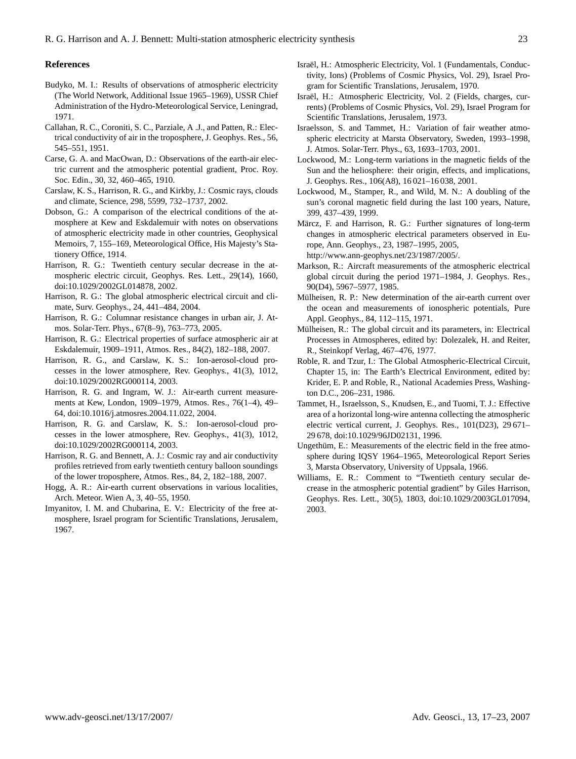## References

Budyko, M. I.: Results of observations of atmospheric electricity (The World Network, Additional Issue 1965–1969), USSR Chief Administration of the Hydro-Meteorological Service, Leningrad, 1971.

Callahan, R. C., Coroniti, S. C., Parziale, A .J., and Patten, R.: Electrical conductivity of air in the troposphere, J. Geophys. Res., 56, 545–551, 1951.

Carse, G. A. and MacOwan, D.: Observations of the earth-air electric current and the atmospheric potential gradient, Proc. Roy. Soc. Edin., 30, 32, 460–465, 1910.

Carslaw, K. S., Harrison, R. G., and Kirkby, J.: Cosmic rays, clouds and climate, Science, 298, 5599, 732–1737, 2002.

Dobson, G.: A comparison of the electrical conditions of the atmosphere at Kew and Eskdalemuir with notes on observations of atmospheric electricity made in other countries, Geophysical Memoirs, 7, 155–169, Meteorological Office, His Majesty's Stationery Office, 1914.

Harrison, R. G.: Twentieth century secular decrease in the atmospheric electric circuit, Geophys. Res. Lett., 29(14), 1660, doi:10.1029/2002GL014878, 2002.

Harrison, R. G.: The global atmospherical electrical circuit and climate, Surv. Geophys., 24, 441–484, 2004.

Harrison, R. G.: Columnar resistance changes in urban air, J. Atmos. Solar-Terr. Phys., 67(8–9), 763–773, 2005.

Harrison, R. G.: Electrical properties of surface atmospheric air at Eskdalemuir, 1909–1911, Atmos. Res., 84(2), 182–188, 2007.

Harrison, R. G., and Carslaw, K. S.: Ion-aerosol-cloud processes in the lower atmosphere, Rev. Geophys., 41(3), 1012, doi:10.1029/2002RG000114, 2003.

Harrison, R. G. and Ingram, W. J.: Air-earth current measurements at Kew, London, 1909–1979, Atmos. Res., 76(1–4), 49–64, doi:10.1016/j.atmosres.2004.11.022, 2004.

Harrison, R. G. and Carslaw, K. S.: Ion-aerosol-cloud processes in the lower atmosphere, Rev. Geophys., 41(3), 1012, doi:10.1029/2002RG000114, 2003.

Harrison, R. G. and Bennett, A. J.: Cosmic ray and air conductivity profiles retrieved from early twentieth century balloon soundings of the lower troposphere, Atmos. Res., 84, 2, 182–188, 2007.

Hogg, A. R.: Air-earth current observations in various localities, Arch. Meteor. Wien A, 3, 40–55, 1950.

Imyanitov, I. M. and Chubarina, E. V.: Electricity of the free atmosphere, Israel program for Scientific Translations, Jerusalem, 1967.

Israël, H.: Atmospheric Electricity, Vol. 1 (Fundamentals, Conductivity, Ions) (Problems of Cosmic Physics, Vol. 29), Israel Program for Scientific Translations, Jerusalem, 1970.

Israël, H.: Atmospheric Electricity, Vol. 2 (Fields, charges, currents) (Problems of Cosmic Physics, Vol. 29), Israel Program for Scientific Translations, Jerusalem, 1973.

Israelsson, S. and Tammet, H.: Variation of fair weather atmospheric electricity at Marsta Observatory, Sweden, 1993–1998, J. Atmos. Solar-Terr. Phys., 63, 1693–1703, 2001.

Lockwood, M.: Long-term variations in the magnetic fields of the Sun and the heliosphere: their origin, effects, and implications, J. Geophys. Res., 106(A8), 16 021–16 038, 2001.

Lockwood, M., Stamper, R., and Wild, M. N.: A doubling of the sun's coronal magnetic field during the last 100 years, Nature, 399, 437–439, 1999.

Märcz, F. and Harrison, R. G.: Further signatures of long-term changes in atmospheric electrical parameters observed in Europe, Ann. Geophys., 23, 1987–1995, 2005, http://www.ann-geophys.net/23/1987/2005/.

Markson, R.: Aircraft measurements of the atmospheric electrical global circuit during the period 1971–1984, J. Geophys. Res., 90(D4), 5967–5977, 1985.

Mülheisen, R. P.: New determination of the air-earth current over the ocean and measurements of ionospheric potentials, Pure Appl. Geophys., 84, 112–115, 1971.

Mülheisen, R.: The global circuit and its parameters, in: Electrical Processes in Atmospheres, edited by: Dolezalek, H. and Reiter, R., Steinkopf Verlag, 467–476, 1977.

Roble, R. and Tzur, I.: The Global Atmospheric-Electrical Circuit, Chapter 15, in: The Earth's Electrical Environment, edited by: Krider, E. P. and Roble, R., National Academies Press, Washington D.C., 206–231, 1986.

Tammet, H., Israelsson, S., Knudsen, E., and Tuomi, T. J.: Effective area of a horizontal long-wire antenna collecting the atmospheric electric vertical current, J. Geophys. Res., 101(D23), 29 671–29 678, doi:10.1029/96JD02131, 1996.

Ungethüm, E.: Measurements of the electric field in the free atmosphere during IQSY 1964–1965, Meteorological Report Series 3, Marsta Observatory, University of Uppsala, 1966.

Williams, E. R.: Comment to "Twentieth century secular decrease in the atmospheric potential gradient" by Giles Harrison, Geophys. Res. Lett., 30(5), 1803, doi:10.1029/2003GL017094, 2003.